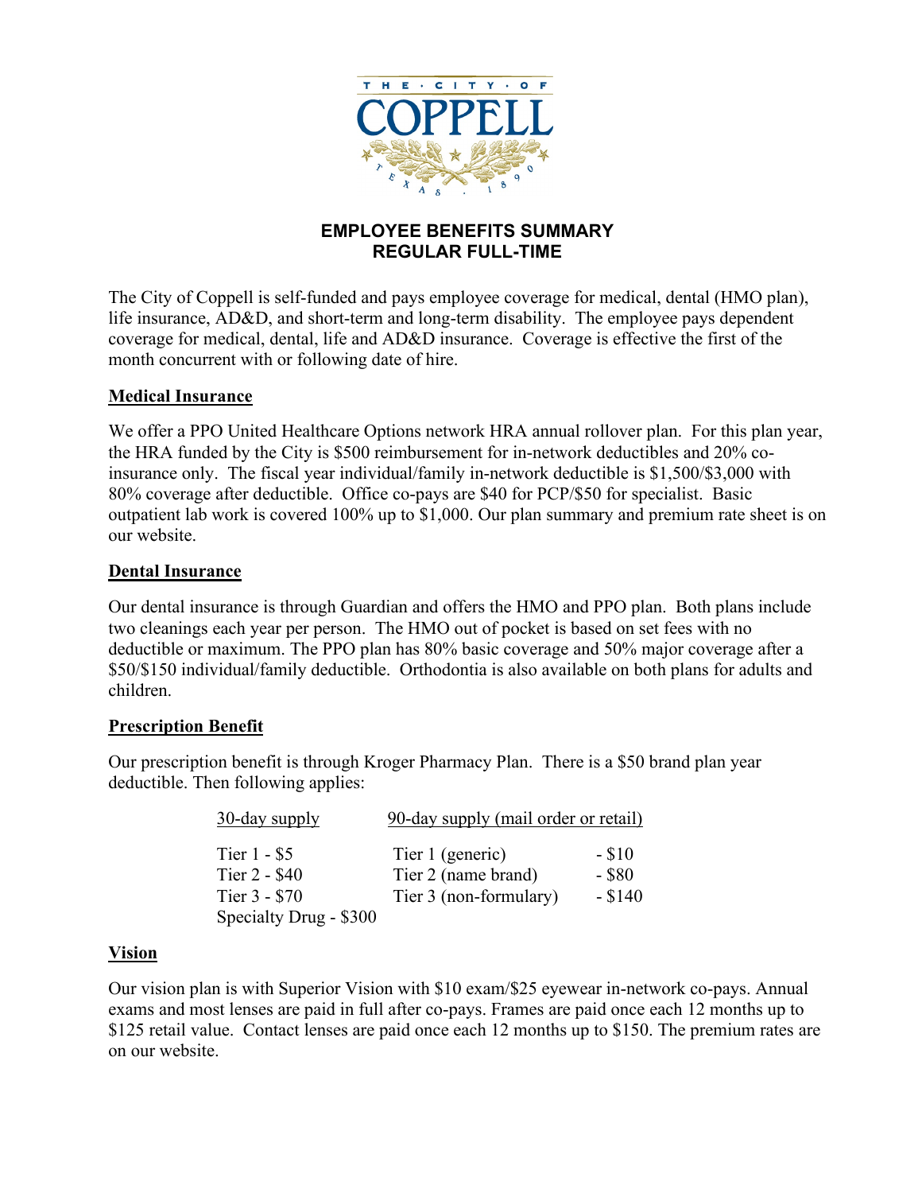# EMPLOYEE BENEFITS SUMMARY
## REGULAR FULL-TIME

The City of Coppell is self-funded and pays employee coverage for medical, dental (HMO plan), life insurance, AD&D, and short-term and long-term disability. The employee pays dependent coverage for medical, dental, life and AD&D insurance. Coverage is effective the first of the month concurrent with or following date of hire.

### Medical Insurance

We offer a PPO United Healthcare Options network HRA annual rollover plan. For this plan year, the HRA funded by the City is $500 reimbursement for in-network deductibles and 20% co-insurance only. The fiscal year individual/family in-network deductible is $1,500/$3,000 with 80% coverage after deductible. Office co-pays are $40 for PCP/$50 for specialist. Basic outpatient lab work is covered 100% up to $1,000. Our plan summary and premium rate sheet is on our website.

### Dental Insurance

Our dental insurance is through Guardian and offers the HMO and PPO plan. Both plans include two cleanings each year per person. The HMO out of pocket is based on set fees with no deductible or maximum. The PPO plan has 80% basic coverage and 50% major coverage after a $50/$150 individual/family deductible. Orthodontia is also available on both plans for adults and children.

### Prescription Benefit

Our prescription benefit is through Kroger Pharmacy Plan. There is a $50 brand plan year deductible. Then following applies:

| 30-day supply | 90-day supply (mail order or retail) | |
|---|---|---|
| Tier 1 - $5 | Tier 1 (generic) | - $10 |
| Tier 2 - $40 | Tier 2 (name brand) | - $80 |
| Tier 3 - $70 | Tier 3 (non-formulary) | - $140 |
| Specialty Drug - $300 | | |

### Vision

Our vision plan is with Superior Vision with $10 exam/$25 eyewear in-network co-pays. Annual exams and most lenses are paid in full after co-pays. Frames are paid once each 12 months up to $125 retail value. Contact lenses are paid once each 12 months up to $150. The premium rates are on our website.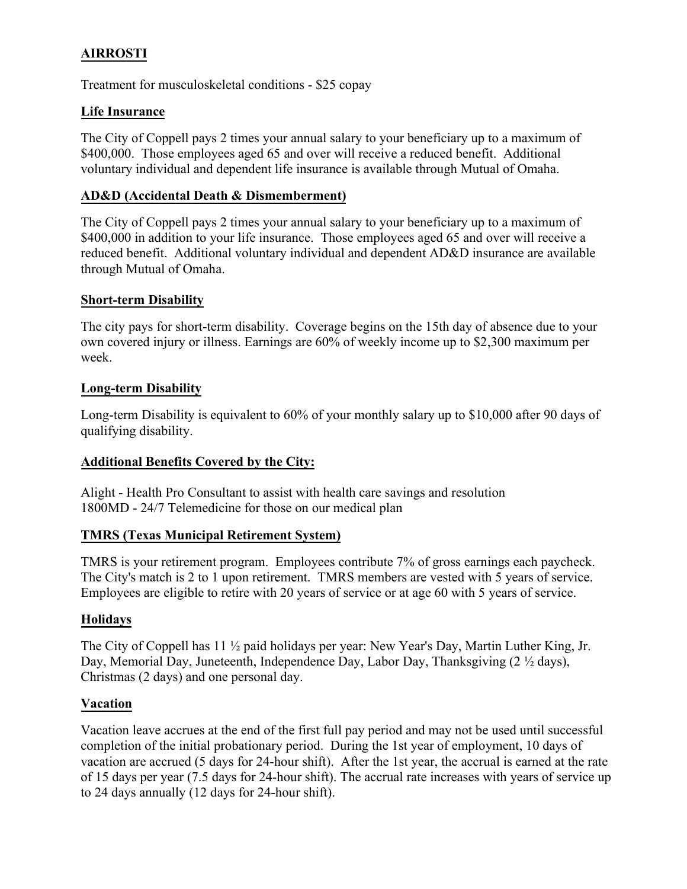## AIRROSTI

Treatment for musculoskeletal conditions - $25 copay

## Life Insurance

The City of Coppell pays 2 times your annual salary to your beneficiary up to a maximum of $400,000. Those employees aged 65 and over will receive a reduced benefit. Additional voluntary individual and dependent life insurance is available through Mutual of Omaha.

## AD&D (Accidental Death & Dismemberment)

The City of Coppell pays 2 times your annual salary to your beneficiary up to a maximum of $400,000 in addition to your life insurance. Those employees aged 65 and over will receive a reduced benefit. Additional voluntary individual and dependent AD&D insurance are available through Mutual of Omaha.

## Short-term Disability

The city pays for short-term disability. Coverage begins on the 15th day of absence due to your own covered injury or illness. Earnings are 60% of weekly income up to $2,300 maximum per week.

## Long-term Disability

Long-term Disability is equivalent to 60% of your monthly salary up to $10,000 after 90 days of qualifying disability.

## Additional Benefits Covered by the City:

Alight - Health Pro Consultant to assist with health care savings and resolution
1800MD - 24/7 Telemedicine for those on our medical plan

## TMRS (Texas Municipal Retirement System)

TMRS is your retirement program. Employees contribute 7% of gross earnings each paycheck. The City's match is 2 to 1 upon retirement. TMRS members are vested with 5 years of service. Employees are eligible to retire with 20 years of service or at age 60 with 5 years of service.

## Holidays

The City of Coppell has 11 ½ paid holidays per year: New Year's Day, Martin Luther King, Jr. Day, Memorial Day, Juneteenth, Independence Day, Labor Day, Thanksgiving (2 ½ days), Christmas (2 days) and one personal day.

## Vacation

Vacation leave accrues at the end of the first full pay period and may not be used until successful completion of the initial probationary period. During the 1st year of employment, 10 days of vacation are accrued (5 days for 24-hour shift). After the 1st year, the accrual is earned at the rate of 15 days per year (7.5 days for 24-hour shift). The accrual rate increases with years of service up to 24 days annually (12 days for 24-hour shift).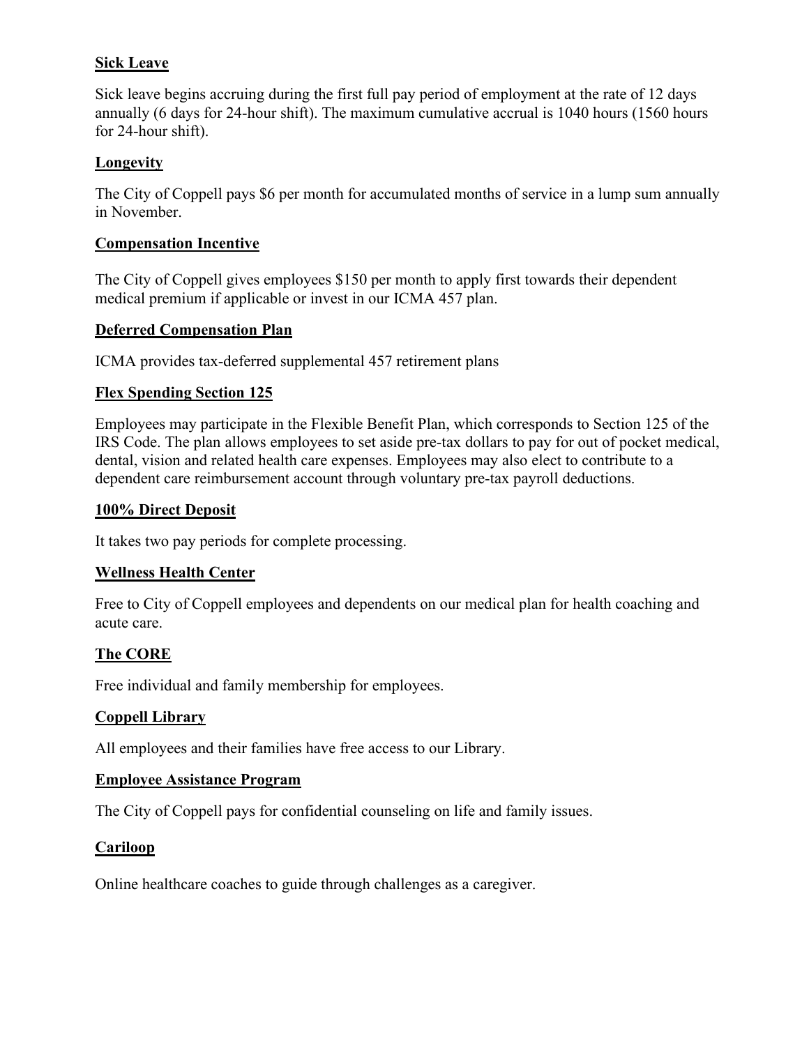**Sick Leave**

Sick leave begins accruing during the first full pay period of employment at the rate of 12 days annually (6 days for 24-hour shift). The maximum cumulative accrual is 1040 hours (1560 hours for 24-hour shift).

**Longevity**

The City of Coppell pays $6 per month for accumulated months of service in a lump sum annually in November.

**Compensation Incentive**

The City of Coppell gives employees $150 per month to apply first towards their dependent medical premium if applicable or invest in our ICMA 457 plan.

**Deferred Compensation Plan**

ICMA provides tax-deferred supplemental 457 retirement plans

**Flex Spending Section 125**

Employees may participate in the Flexible Benefit Plan, which corresponds to Section 125 of the IRS Code. The plan allows employees to set aside pre-tax dollars to pay for out of pocket medical, dental, vision and related health care expenses. Employees may also elect to contribute to a dependent care reimbursement account through voluntary pre-tax payroll deductions.

**100% Direct Deposit**

It takes two pay periods for complete processing.

**Wellness Health Center**

Free to City of Coppell employees and dependents on our medical plan for health coaching and acute care.

**The CORE**

Free individual and family membership for employees.

**Coppell Library**

All employees and their families have free access to our Library.

**Employee Assistance Program**

The City of Coppell pays for confidential counseling on life and family issues.

**Cariloop**

Online healthcare coaches to guide through challenges as a caregiver.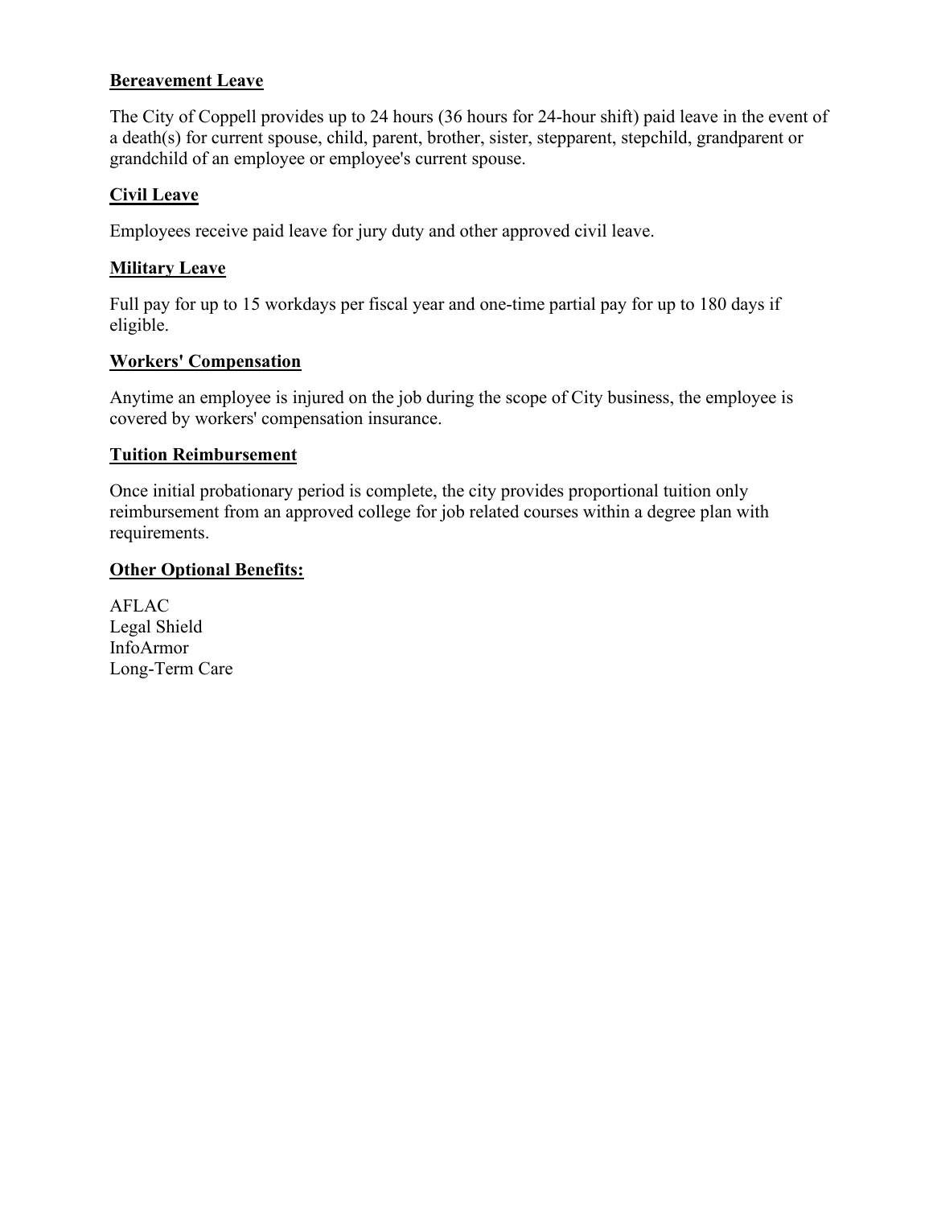**Bereavement Leave**

The City of Coppell provides up to 24 hours (36 hours for 24-hour shift) paid leave in the event of a death(s) for current spouse, child, parent, brother, sister, stepparent, stepchild, grandparent or grandchild of an employee or employee's current spouse.

**Civil Leave**

Employees receive paid leave for jury duty and other approved civil leave.

**Military Leave**

Full pay for up to 15 workdays per fiscal year and one-time partial pay for up to 180 days if eligible.

**Workers' Compensation**

Anytime an employee is injured on the job during the scope of City business, the employee is covered by workers' compensation insurance.

**Tuition Reimbursement**

Once initial probationary period is complete, the city provides proportional tuition only reimbursement from an approved college for job related courses within a degree plan with requirements.

**Other Optional Benefits:**

AFLAC
Legal Shield
InfoArmor
Long-Term Care